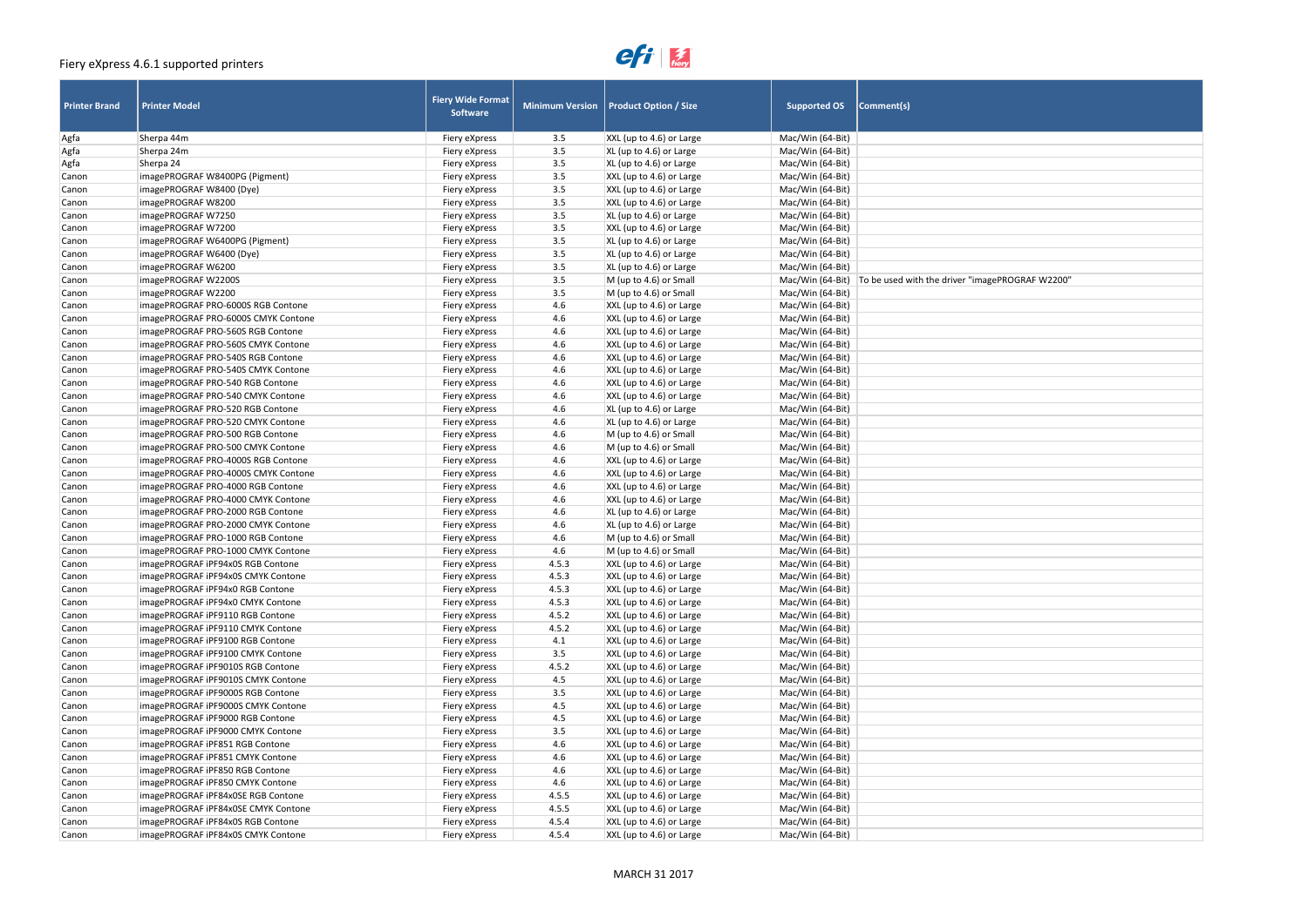# Fiery eXpress 4.6.1 supported printers

| Printer Brand | Printer Model | Fiery Wide Format Software | Minimum Version | Product Option / Size | Supported OS | Comment(s) |
|---|---|---|---|---|---|---|
| Agfa | Sherpa 44m | Fiery eXpress | 3.5 | XXL (up to 4.6) or Large | Mac/Win (64-Bit) | |
| Agfa | Sherpa 24m | Fiery eXpress | 3.5 | XL (up to 4.6) or Large | Mac/Win (64-Bit) | |
| Agfa | Sherpa 24 | Fiery eXpress | 3.5 | XL (up to 4.6) or Large | Mac/Win (64-Bit) | |
| Canon | imagePROGRAF W8400PG (Pigment) | Fiery eXpress | 3.5 | XXL (up to 4.6) or Large | Mac/Win (64-Bit) | |
| Canon | imagePROGRAF W8400 (Dye) | Fiery eXpress | 3.5 | XXL (up to 4.6) or Large | Mac/Win (64-Bit) | |
| Canon | imagePROGRAF W8200 | Fiery eXpress | 3.5 | XXL (up to 4.6) or Large | Mac/Win (64-Bit) | |
| Canon | imagePROGRAF W7250 | Fiery eXpress | 3.5 | XL (up to 4.6) or Large | Mac/Win (64-Bit) | |
| Canon | imagePROGRAF W7200 | Fiery eXpress | 3.5 | XXL (up to 4.6) or Large | Mac/Win (64-Bit) | |
| Canon | imagePROGRAF W6400PG (Pigment) | Fiery eXpress | 3.5 | XL (up to 4.6) or Large | Mac/Win (64-Bit) | |
| Canon | imagePROGRAF W6400 (Dye) | Fiery eXpress | 3.5 | XL (up to 4.6) or Large | Mac/Win (64-Bit) | |
| Canon | imagePROGRAF W6200 | Fiery eXpress | 3.5 | XL (up to 4.6) or Large | Mac/Win (64-Bit) | |
| Canon | imagePROGRAF W2200S | Fiery eXpress | 3.5 | M (up to 4.6) or Small | Mac/Win (64-Bit) | To be used with the driver "imagePROGRAF W2200" |
| Canon | imagePROGRAF W2200 | Fiery eXpress | 3.5 | M (up to 4.6) or Small | Mac/Win (64-Bit) | |
| Canon | imagePROGRAF PRO-6000S RGB Contone | Fiery eXpress | 4.6 | XXL (up to 4.6) or Large | Mac/Win (64-Bit) | |
| Canon | imagePROGRAF PRO-6000S CMYK Contone | Fiery eXpress | 4.6 | XXL (up to 4.6) or Large | Mac/Win (64-Bit) | |
| Canon | imagePROGRAF PRO-560S RGB Contone | Fiery eXpress | 4.6 | XXL (up to 4.6) or Large | Mac/Win (64-Bit) | |
| Canon | imagePROGRAF PRO-560S CMYK Contone | Fiery eXpress | 4.6 | XXL (up to 4.6) or Large | Mac/Win (64-Bit) | |
| Canon | imagePROGRAF PRO-540S RGB Contone | Fiery eXpress | 4.6 | XXL (up to 4.6) or Large | Mac/Win (64-Bit) | |
| Canon | imagePROGRAF PRO-540S CMYK Contone | Fiery eXpress | 4.6 | XXL (up to 4.6) or Large | Mac/Win (64-Bit) | |
| Canon | imagePROGRAF PRO-540 RGB Contone | Fiery eXpress | 4.6 | XXL (up to 4.6) or Large | Mac/Win (64-Bit) | |
| Canon | imagePROGRAF PRO-540 CMYK Contone | Fiery eXpress | 4.6 | XXL (up to 4.6) or Large | Mac/Win (64-Bit) | |
| Canon | imagePROGRAF PRO-520 RGB Contone | Fiery eXpress | 4.6 | XL (up to 4.6) or Large | Mac/Win (64-Bit) | |
| Canon | imagePROGRAF PRO-520 CMYK Contone | Fiery eXpress | 4.6 | XL (up to 4.6) or Large | Mac/Win (64-Bit) | |
| Canon | imagePROGRAF PRO-500 RGB Contone | Fiery eXpress | 4.6 | M (up to 4.6) or Small | Mac/Win (64-Bit) | |
| Canon | imagePROGRAF PRO-500 CMYK Contone | Fiery eXpress | 4.6 | M (up to 4.6) or Small | Mac/Win (64-Bit) | |
| Canon | imagePROGRAF PRO-4000S RGB Contone | Fiery eXpress | 4.6 | XXL (up to 4.6) or Large | Mac/Win (64-Bit) | |
| Canon | imagePROGRAF PRO-4000S CMYK Contone | Fiery eXpress | 4.6 | XXL (up to 4.6) or Large | Mac/Win (64-Bit) | |
| Canon | imagePROGRAF PRO-4000 RGB Contone | Fiery eXpress | 4.6 | XXL (up to 4.6) or Large | Mac/Win (64-Bit) | |
| Canon | imagePROGRAF PRO-4000 CMYK Contone | Fiery eXpress | 4.6 | XXL (up to 4.6) or Large | Mac/Win (64-Bit) | |
| Canon | imagePROGRAF PRO-2000 RGB Contone | Fiery eXpress | 4.6 | XL (up to 4.6) or Large | Mac/Win (64-Bit) | |
| Canon | imagePROGRAF PRO-2000 CMYK Contone | Fiery eXpress | 4.6 | XL (up to 4.6) or Large | Mac/Win (64-Bit) | |
| Canon | imagePROGRAF PRO-1000 RGB Contone | Fiery eXpress | 4.6 | M (up to 4.6) or Small | Mac/Win (64-Bit) | |
| Canon | imagePROGRAF PRO-1000 CMYK Contone | Fiery eXpress | 4.6 | M (up to 4.6) or Small | Mac/Win (64-Bit) | |
| Canon | imagePROGRAF iPF94x0S RGB Contone | Fiery eXpress | 4.5.3 | XXL (up to 4.6) or Large | Mac/Win (64-Bit) | |
| Canon | imagePROGRAF iPF94x0S CMYK Contone | Fiery eXpress | 4.5.3 | XXL (up to 4.6) or Large | Mac/Win (64-Bit) | |
| Canon | imagePROGRAF iPF94x0 RGB Contone | Fiery eXpress | 4.5.3 | XXL (up to 4.6) or Large | Mac/Win (64-Bit) | |
| Canon | imagePROGRAF iPF94x0 CMYK Contone | Fiery eXpress | 4.5.3 | XXL (up to 4.6) or Large | Mac/Win (64-Bit) | |
| Canon | imagePROGRAF iPF9110 RGB Contone | Fiery eXpress | 4.5.2 | XXL (up to 4.6) or Large | Mac/Win (64-Bit) | |
| Canon | imagePROGRAF iPF9110 CMYK Contone | Fiery eXpress | 4.5.2 | XXL (up to 4.6) or Large | Mac/Win (64-Bit) | |
| Canon | imagePROGRAF iPF9100 RGB Contone | Fiery eXpress | 4.1 | XXL (up to 4.6) or Large | Mac/Win (64-Bit) | |
| Canon | imagePROGRAF iPF9100 CMYK Contone | Fiery eXpress | 3.5 | XXL (up to 4.6) or Large | Mac/Win (64-Bit) | |
| Canon | imagePROGRAF iPF9010S RGB Contone | Fiery eXpress | 4.5.2 | XXL (up to 4.6) or Large | Mac/Win (64-Bit) | |
| Canon | imagePROGRAF iPF9010S CMYK Contone | Fiery eXpress | 4.5 | XXL (up to 4.6) or Large | Mac/Win (64-Bit) | |
| Canon | imagePROGRAF iPF9000S RGB Contone | Fiery eXpress | 3.5 | XXL (up to 4.6) or Large | Mac/Win (64-Bit) | |
| Canon | imagePROGRAF iPF9000S CMYK Contone | Fiery eXpress | 4.5 | XXL (up to 4.6) or Large | Mac/Win (64-Bit) | |
| Canon | imagePROGRAF iPF9000 RGB Contone | Fiery eXpress | 4.5 | XXL (up to 4.6) or Large | Mac/Win (64-Bit) | |
| Canon | imagePROGRAF iPF9000 CMYK Contone | Fiery eXpress | 3.5 | XXL (up to 4.6) or Large | Mac/Win (64-Bit) | |
| Canon | imagePROGRAF iPF851 RGB Contone | Fiery eXpress | 4.6 | XXL (up to 4.6) or Large | Mac/Win (64-Bit) | |
| Canon | imagePROGRAF iPF851 CMYK Contone | Fiery eXpress | 4.6 | XXL (up to 4.6) or Large | Mac/Win (64-Bit) | |
| Canon | imagePROGRAF iPF850 RGB Contone | Fiery eXpress | 4.6 | XXL (up to 4.6) or Large | Mac/Win (64-Bit) | |
| Canon | imagePROGRAF iPF850 CMYK Contone | Fiery eXpress | 4.6 | XXL (up to 4.6) or Large | Mac/Win (64-Bit) | |
| Canon | imagePROGRAF iPF84x0SE RGB Contone | Fiery eXpress | 4.5.5 | XXL (up to 4.6) or Large | Mac/Win (64-Bit) | |
| Canon | imagePROGRAF iPF84x0SE CMYK Contone | Fiery eXpress | 4.5.5 | XXL (up to 4.6) or Large | Mac/Win (64-Bit) | |
| Canon | imagePROGRAF iPF84x0S RGB Contone | Fiery eXpress | 4.5.4 | XXL (up to 4.6) or Large | Mac/Win (64-Bit) | |
| Canon | imagePROGRAF iPF84x0S CMYK Contone | Fiery eXpress | 4.5.4 | XXL (up to 4.6) or Large | Mac/Win (64-Bit) | |

MARCH 31 2017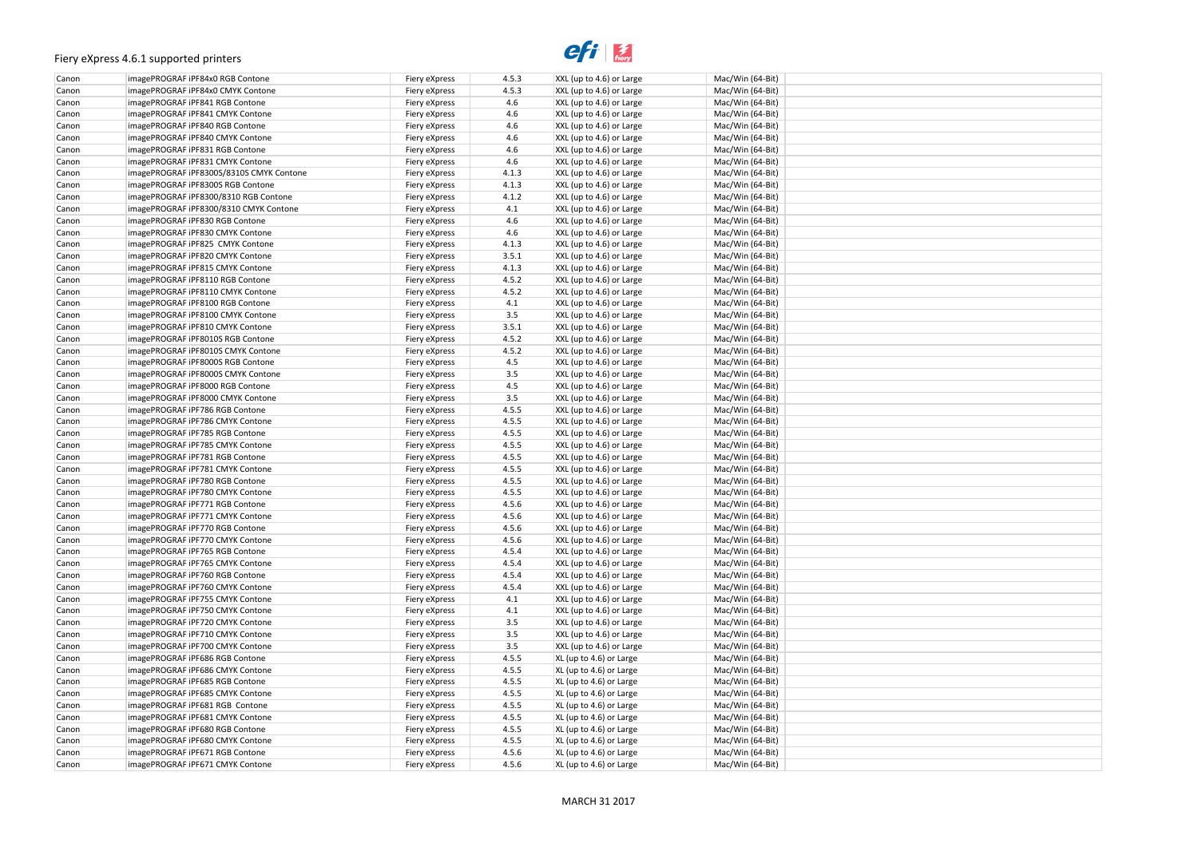# Fiery eXpress 4.6.1 supported printers

| Canon | imagePROGRAF iPF84x0 RGB Contone | Fiery eXpress | 4.5.3 | XXL (up to 4.6) or Large | Mac/Win (64-Bit) |
|---|---|---|---|---|---|
| Canon | imagePROGRAF iPF84x0 CMYK Contone | Fiery eXpress | 4.5.3 | XXL (up to 4.6) or Large | Mac/Win (64-Bit) |
| Canon | imagePROGRAF iPF841 RGB Contone | Fiery eXpress | 4.6 | XXL (up to 4.6) or Large | Mac/Win (64-Bit) |
| Canon | imagePROGRAF iPF841 CMYK Contone | Fiery eXpress | 4.6 | XXL (up to 4.6) or Large | Mac/Win (64-Bit) |
| Canon | imagePROGRAF iPF840 RGB Contone | Fiery eXpress | 4.6 | XXL (up to 4.6) or Large | Mac/Win (64-Bit) |
| Canon | imagePROGRAF iPF840 CMYK Contone | Fiery eXpress | 4.6 | XXL (up to 4.6) or Large | Mac/Win (64-Bit) |
| Canon | imagePROGRAF iPF831 RGB Contone | Fiery eXpress | 4.6 | XXL (up to 4.6) or Large | Mac/Win (64-Bit) |
| Canon | imagePROGRAF iPF831 CMYK Contone | Fiery eXpress | 4.6 | XXL (up to 4.6) or Large | Mac/Win (64-Bit) |
| Canon | imagePROGRAF iPF8300S/8310S CMYK Contone | Fiery eXpress | 4.1.3 | XXL (up to 4.6) or Large | Mac/Win (64-Bit) |
| Canon | imagePROGRAF iPF8300S RGB Contone | Fiery eXpress | 4.1.3 | XXL (up to 4.6) or Large | Mac/Win (64-Bit) |
| Canon | imagePROGRAF iPF8300/8310 RGB Contone | Fiery eXpress | 4.1.2 | XXL (up to 4.6) or Large | Mac/Win (64-Bit) |
| Canon | imagePROGRAF iPF8300/8310 CMYK Contone | Fiery eXpress | 4.1 | XXL (up to 4.6) or Large | Mac/Win (64-Bit) |
| Canon | imagePROGRAF iPF830 RGB Contone | Fiery eXpress | 4.6 | XXL (up to 4.6) or Large | Mac/Win (64-Bit) |
| Canon | imagePROGRAF iPF830 CMYK Contone | Fiery eXpress | 4.6 | XXL (up to 4.6) or Large | Mac/Win (64-Bit) |
| Canon | imagePROGRAF iPF825 CMYK Contone | Fiery eXpress | 4.1.3 | XXL (up to 4.6) or Large | Mac/Win (64-Bit) |
| Canon | imagePROGRAF iPF820 CMYK Contone | Fiery eXpress | 3.5.1 | XXL (up to 4.6) or Large | Mac/Win (64-Bit) |
| Canon | imagePROGRAF iPF815 CMYK Contone | Fiery eXpress | 4.1.3 | XXL (up to 4.6) or Large | Mac/Win (64-Bit) |
| Canon | imagePROGRAF iPF8110 RGB Contone | Fiery eXpress | 4.5.2 | XXL (up to 4.6) or Large | Mac/Win (64-Bit) |
| Canon | imagePROGRAF iPF8110 CMYK Contone | Fiery eXpress | 4.5.2 | XXL (up to 4.6) or Large | Mac/Win (64-Bit) |
| Canon | imagePROGRAF iPF8100 RGB Contone | Fiery eXpress | 4.1 | XXL (up to 4.6) or Large | Mac/Win (64-Bit) |
| Canon | imagePROGRAF iPF8100 CMYK Contone | Fiery eXpress | 3.5 | XXL (up to 4.6) or Large | Mac/Win (64-Bit) |
| Canon | imagePROGRAF iPF810 CMYK Contone | Fiery eXpress | 3.5.1 | XXL (up to 4.6) or Large | Mac/Win (64-Bit) |
| Canon | imagePROGRAF iPF8010S RGB Contone | Fiery eXpress | 4.5.2 | XXL (up to 4.6) or Large | Mac/Win (64-Bit) |
| Canon | imagePROGRAF iPF8010S CMYK Contone | Fiery eXpress | 4.5.2 | XXL (up to 4.6) or Large | Mac/Win (64-Bit) |
| Canon | imagePROGRAF iPF8000S RGB Contone | Fiery eXpress | 4.5 | XXL (up to 4.6) or Large | Mac/Win (64-Bit) |
| Canon | imagePROGRAF iPF8000S CMYK Contone | Fiery eXpress | 3.5 | XXL (up to 4.6) or Large | Mac/Win (64-Bit) |
| Canon | imagePROGRAF iPF8000 RGB Contone | Fiery eXpress | 4.5 | XXL (up to 4.6) or Large | Mac/Win (64-Bit) |
| Canon | imagePROGRAF iPF8000 CMYK Contone | Fiery eXpress | 3.5 | XXL (up to 4.6) or Large | Mac/Win (64-Bit) |
| Canon | imagePROGRAF iPF786 RGB Contone | Fiery eXpress | 4.5.5 | XXL (up to 4.6) or Large | Mac/Win (64-Bit) |
| Canon | imagePROGRAF iPF786 CMYK Contone | Fiery eXpress | 4.5.5 | XXL (up to 4.6) or Large | Mac/Win (64-Bit) |
| Canon | imagePROGRAF iPF785 RGB Contone | Fiery eXpress | 4.5.5 | XXL (up to 4.6) or Large | Mac/Win (64-Bit) |
| Canon | imagePROGRAF iPF785 CMYK Contone | Fiery eXpress | 4.5.5 | XXL (up to 4.6) or Large | Mac/Win (64-Bit) |
| Canon | imagePROGRAF iPF781 RGB Contone | Fiery eXpress | 4.5.5 | XXL (up to 4.6) or Large | Mac/Win (64-Bit) |
| Canon | imagePROGRAF iPF781 CMYK Contone | Fiery eXpress | 4.5.5 | XXL (up to 4.6) or Large | Mac/Win (64-Bit) |
| Canon | imagePROGRAF iPF780 RGB Contone | Fiery eXpress | 4.5.5 | XXL (up to 4.6) or Large | Mac/Win (64-Bit) |
| Canon | imagePROGRAF iPF780 CMYK Contone | Fiery eXpress | 4.5.5 | XXL (up to 4.6) or Large | Mac/Win (64-Bit) |
| Canon | imagePROGRAF iPF771 RGB Contone | Fiery eXpress | 4.5.6 | XXL (up to 4.6) or Large | Mac/Win (64-Bit) |
| Canon | imagePROGRAF iPF771 CMYK Contone | Fiery eXpress | 4.5.6 | XXL (up to 4.6) or Large | Mac/Win (64-Bit) |
| Canon | imagePROGRAF iPF770 RGB Contone | Fiery eXpress | 4.5.6 | XXL (up to 4.6) or Large | Mac/Win (64-Bit) |
| Canon | imagePROGRAF iPF770 CMYK Contone | Fiery eXpress | 4.5.6 | XXL (up to 4.6) or Large | Mac/Win (64-Bit) |
| Canon | imagePROGRAF iPF765 RGB Contone | Fiery eXpress | 4.5.4 | XXL (up to 4.6) or Large | Mac/Win (64-Bit) |
| Canon | imagePROGRAF iPF765 CMYK Contone | Fiery eXpress | 4.5.4 | XXL (up to 4.6) or Large | Mac/Win (64-Bit) |
| Canon | imagePROGRAF iPF760 RGB Contone | Fiery eXpress | 4.5.4 | XXL (up to 4.6) or Large | Mac/Win (64-Bit) |
| Canon | imagePROGRAF iPF760 CMYK Contone | Fiery eXpress | 4.5.4 | XXL (up to 4.6) or Large | Mac/Win (64-Bit) |
| Canon | imagePROGRAF iPF755 CMYK Contone | Fiery eXpress | 4.1 | XXL (up to 4.6) or Large | Mac/Win (64-Bit) |
| Canon | imagePROGRAF iPF750 CMYK Contone | Fiery eXpress | 4.1 | XXL (up to 4.6) or Large | Mac/Win (64-Bit) |
| Canon | imagePROGRAF iPF720 CMYK Contone | Fiery eXpress | 3.5 | XXL (up to 4.6) or Large | Mac/Win (64-Bit) |
| Canon | imagePROGRAF iPF710 CMYK Contone | Fiery eXpress | 3.5 | XXL (up to 4.6) or Large | Mac/Win (64-Bit) |
| Canon | imagePROGRAF iPF700 CMYK Contone | Fiery eXpress | 3.5 | XXL (up to 4.6) or Large | Mac/Win (64-Bit) |
| Canon | imagePROGRAF iPF686 RGB Contone | Fiery eXpress | 4.5.5 | XL (up to 4.6) or Large | Mac/Win (64-Bit) |
| Canon | imagePROGRAF iPF686 CMYK Contone | Fiery eXpress | 4.5.5 | XL (up to 4.6) or Large | Mac/Win (64-Bit) |
| Canon | imagePROGRAF iPF685 RGB Contone | Fiery eXpress | 4.5.5 | XL (up to 4.6) or Large | Mac/Win (64-Bit) |
| Canon | imagePROGRAF iPF685 CMYK Contone | Fiery eXpress | 4.5.5 | XL (up to 4.6) or Large | Mac/Win (64-Bit) |
| Canon | imagePROGRAF iPF681 RGB Contone | Fiery eXpress | 4.5.5 | XL (up to 4.6) or Large | Mac/Win (64-Bit) |
| Canon | imagePROGRAF iPF681 CMYK Contone | Fiery eXpress | 4.5.5 | XL (up to 4.6) or Large | Mac/Win (64-Bit) |
| Canon | imagePROGRAF iPF680 RGB Contone | Fiery eXpress | 4.5.5 | XL (up to 4.6) or Large | Mac/Win (64-Bit) |
| Canon | imagePROGRAF iPF680 CMYK Contone | Fiery eXpress | 4.5.5 | XL (up to 4.6) or Large | Mac/Win (64-Bit) |
| Canon | imagePROGRAF iPF671 RGB Contone | Fiery eXpress | 4.5.6 | XL (up to 4.6) or Large | Mac/Win (64-Bit) |
| Canon | imagePROGRAF iPF671 CMYK Contone | Fiery eXpress | 4.5.6 | XL (up to 4.6) or Large | Mac/Win (64-Bit) |

MARCH 31 2017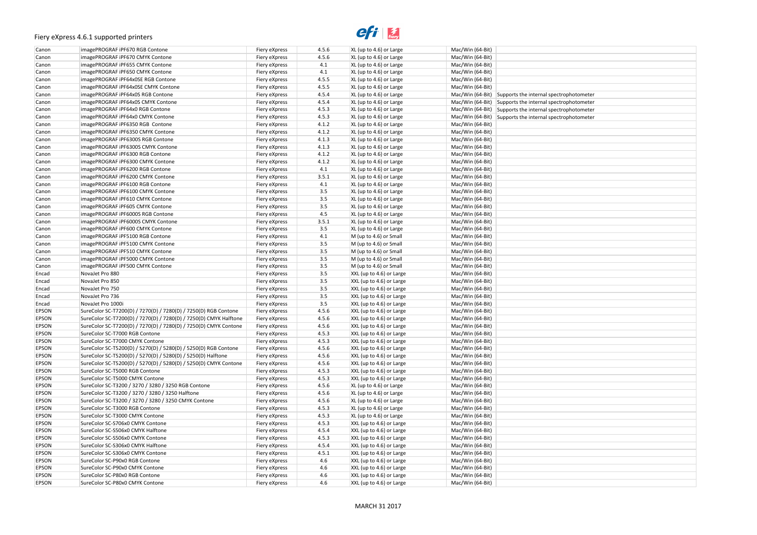Fiery eXpress 4.6.1 supported printers

| | | | | | | |
|---|---|---|---|---|---|---|
| Canon | imagePROGRAF iPF670 RGB Contone | Fiery eXpress | 4.5.6 | XL (up to 4.6) or Large | Mac/Win (64-Bit) | |
| Canon | imagePROGRAF iPF670 CMYK Contone | Fiery eXpress | 4.5.6 | XL (up to 4.6) or Large | Mac/Win (64-Bit) | |
| Canon | imagePROGRAF iPF655 CMYK Contone | Fiery eXpress | 4.1 | XL (up to 4.6) or Large | Mac/Win (64-Bit) | |
| Canon | imagePROGRAF iPF650 CMYK Contone | Fiery eXpress | 4.1 | XL (up to 4.6) or Large | Mac/Win (64-Bit) | |
| Canon | imagePROGRAF iPF64x0SE RGB Contone | Fiery eXpress | 4.5.5 | XL (up to 4.6) or Large | Mac/Win (64-Bit) | |
| Canon | imagePROGRAF iPF64x0SE CMYK Contone | Fiery eXpress | 4.5.5 | XL (up to 4.6) or Large | Mac/Win (64-Bit) | |
| Canon | imagePROGRAF iPF64x0S RGB Contone | Fiery eXpress | 4.5.4 | XL (up to 4.6) or Large | Mac/Win (64-Bit) | Supports the internal spectrophotometer |
| Canon | imagePROGRAF iPF64x0S CMYK Contone | Fiery eXpress | 4.5.4 | XL (up to 4.6) or Large | Mac/Win (64-Bit) | Supports the internal spectrophotometer |
| Canon | imagePROGRAF iPF64x0 RGB Contone | Fiery eXpress | 4.5.3 | XL (up to 4.6) or Large | Mac/Win (64-Bit) | Supports the internal spectrophotometer |
| Canon | imagePROGRAF iPF64x0 CMYK Contone | Fiery eXpress | 4.5.3 | XL (up to 4.6) or Large | Mac/Win (64-Bit) | Supports the internal spectrophotometer |
| Canon | imagePROGRAF iPF6350 RGB Contone | Fiery eXpress | 4.1.2 | XL (up to 4.6) or Large | Mac/Win (64-Bit) | |
| Canon | imagePROGRAF iPF6350 CMYK Contone | Fiery eXpress | 4.1.2 | XL (up to 4.6) or Large | Mac/Win (64-Bit) | |
| Canon | imagePROGRAF iPF6300S RGB Contone | Fiery eXpress | 4.1.3 | XL (up to 4.6) or Large | Mac/Win (64-Bit) | |
| Canon | imagePROGRAF iPF6300S CMYK Contone | Fiery eXpress | 4.1.3 | XL (up to 4.6) or Large | Mac/Win (64-Bit) | |
| Canon | imagePROGRAF iPF6300 RGB Contone | Fiery eXpress | 4.1.2 | XL (up to 4.6) or Large | Mac/Win (64-Bit) | |
| Canon | imagePROGRAF iPF6300 CMYK Contone | Fiery eXpress | 4.1.2 | XL (up to 4.6) or Large | Mac/Win (64-Bit) | |
| Canon | imagePROGRAF iPF6200 RGB Contone | Fiery eXpress | 4.1 | XL (up to 4.6) or Large | Mac/Win (64-Bit) | |
| Canon | imagePROGRAF iPF6200 CMYK Contone | Fiery eXpress | 3.5.1 | XL (up to 4.6) or Large | Mac/Win (64-Bit) | |
| Canon | imagePROGRAF iPF6100 RGB Contone | Fiery eXpress | 4.1 | XL (up to 4.6) or Large | Mac/Win (64-Bit) | |
| Canon | imagePROGRAF iPF6100 CMYK Contone | Fiery eXpress | 3.5 | XL (up to 4.6) or Large | Mac/Win (64-Bit) | |
| Canon | imagePROGRAF iPF610 CMYK Contone | Fiery eXpress | 3.5 | XL (up to 4.6) or Large | Mac/Win (64-Bit) | |
| Canon | imagePROGRAF iPF605 CMYK Contone | Fiery eXpress | 3.5 | XL (up to 4.6) or Large | Mac/Win (64-Bit) | |
| Canon | imagePROGRAF iPF6000S RGB Contone | Fiery eXpress | 4.5 | XL (up to 4.6) or Large | Mac/Win (64-Bit) | |
| Canon | imagePROGRAF iPF6000S CMYK Contone | Fiery eXpress | 3.5.1 | XL (up to 4.6) or Large | Mac/Win (64-Bit) | |
| Canon | imagePROGRAF iPF600 CMYK Contone | Fiery eXpress | 3.5 | XL (up to 4.6) or Large | Mac/Win (64-Bit) | |
| Canon | imagePROGRAF iPF5100 RGB Contone | Fiery eXpress | 4.1 | M (up to 4.6) or Small | Mac/Win (64-Bit) | |
| Canon | imagePROGRAF iPF5100 CMYK Contone | Fiery eXpress | 3.5 | M (up to 4.6) or Small | Mac/Win (64-Bit) | |
| Canon | imagePROGRAF iPF510 CMYK Contone | Fiery eXpress | 3.5 | M (up to 4.6) or Small | Mac/Win (64-Bit) | |
| Canon | imagePROGRAF iPF5000 CMYK Contone | Fiery eXpress | 3.5 | M (up to 4.6) or Small | Mac/Win (64-Bit) | |
| Canon | imagePROGRAF iPF500 CMYK Contone | Fiery eXpress | 3.5 | M (up to 4.6) or Small | Mac/Win (64-Bit) | |
| Encad | NovaJet Pro 880 | Fiery eXpress | 3.5 | XXL (up to 4.6) or Large | Mac/Win (64-Bit) | |
| Encad | NovaJet Pro 850 | Fiery eXpress | 3.5 | XXL (up to 4.6) or Large | Mac/Win (64-Bit) | |
| Encad | NovaJet Pro 750 | Fiery eXpress | 3.5 | XXL (up to 4.6) or Large | Mac/Win (64-Bit) | |
| Encad | NovaJet Pro 736 | Fiery eXpress | 3.5 | XXL (up to 4.6) or Large | Mac/Win (64-Bit) | |
| Encad | NovaJet Pro 1000i | Fiery eXpress | 3.5 | XXL (up to 4.6) or Large | Mac/Win (64-Bit) | |
| EPSON | SureColor SC-T7200(D) / 7270(D) / 7280(D) / 7250(D) RGB Contone | Fiery eXpress | 4.5.6 | XXL (up to 4.6) or Large | Mac/Win (64-Bit) | |
| EPSON | SureColor SC-T7200(D) / 7270(D) / 7280(D) / 7250(D) CMYK Halftone | Fiery eXpress | 4.5.6 | XXL (up to 4.6) or Large | Mac/Win (64-Bit) | |
| EPSON | SureColor SC-T7200(D) / 7270(D) / 7280(D) / 7250(D) CMYK Contone | Fiery eXpress | 4.5.6 | XXL (up to 4.6) or Large | Mac/Win (64-Bit) | |
| EPSON | SureColor SC-T7000 RGB Contone | Fiery eXpress | 4.5.3 | XXL (up to 4.6) or Large | Mac/Win (64-Bit) | |
| EPSON | SureColor SC-T7000 CMYK Contone | Fiery eXpress | 4.5.3 | XXL (up to 4.6) or Large | Mac/Win (64-Bit) | |
| EPSON | SureColor SC-T5200(D) / 5270(D) / 5280(D) / 5250(D) RGB Contone | Fiery eXpress | 4.5.6 | XXL (up to 4.6) or Large | Mac/Win (64-Bit) | |
| EPSON | SureColor SC-T5200(D) / 5270(D) / 5280(D) / 5250(D) Halftone | Fiery eXpress | 4.5.6 | XXL (up to 4.6) or Large | Mac/Win (64-Bit) | |
| EPSON | SureColor SC-T5200(D) / 5270(D) / 5280(D) / 5250(D) CMYK Contone | Fiery eXpress | 4.5.6 | XXL (up to 4.6) or Large | Mac/Win (64-Bit) | |
| EPSON | SureColor SC-T5000 RGB Contone | Fiery eXpress | 4.5.3 | XXL (up to 4.6) or Large | Mac/Win (64-Bit) | |
| EPSON | SureColor SC-T5000 CMYK Contone | Fiery eXpress | 4.5.3 | XXL (up to 4.6) or Large | Mac/Win (64-Bit) | |
| EPSON | SureColor SC-T3200 / 3270 / 3280 / 3250 RGB Contone | Fiery eXpress | 4.5.6 | XL (up to 4.6) or Large | Mac/Win (64-Bit) | |
| EPSON | SureColor SC-T3200 / 3270 / 3280 / 3250 Halftone | Fiery eXpress | 4.5.6 | XL (up to 4.6) or Large | Mac/Win (64-Bit) | |
| EPSON | SureColor SC-T3200 / 3270 / 3280 / 3250 CMYK Contone | Fiery eXpress | 4.5.6 | XL (up to 4.6) or Large | Mac/Win (64-Bit) | |
| EPSON | SureColor SC-T3000 RGB Contone | Fiery eXpress | 4.5.3 | XL (up to 4.6) or Large | Mac/Win (64-Bit) | |
| EPSON | SureColor SC-T3000 CMYK Contone | Fiery eXpress | 4.5.3 | XL (up to 4.6) or Large | Mac/Win (64-Bit) | |
| EPSON | SureColor SC-S706x0 CMYK Contone | Fiery eXpress | 4.5.3 | XXL (up to 4.6) or Large | Mac/Win (64-Bit) | |
| EPSON | SureColor SC-S506x0 CMYK Halftone | Fiery eXpress | 4.5.4 | XXL (up to 4.6) or Large | Mac/Win (64-Bit) | |
| EPSON | SureColor SC-S506x0 CMYK Contone | Fiery eXpress | 4.5.3 | XXL (up to 4.6) or Large | Mac/Win (64-Bit) | |
| EPSON | SureColor SC-S306x0 CMYK Halftone | Fiery eXpress | 4.5.4 | XXL (up to 4.6) or Large | Mac/Win (64-Bit) | |
| EPSON | SureColor SC-S306x0 CMYK Contone | Fiery eXpress | 4.5.1 | XXL (up to 4.6) or Large | Mac/Win (64-Bit) | |
| EPSON | SureColor SC-P90x0 RGB Contone | Fiery eXpress | 4.6 | XXL (up to 4.6) or Large | Mac/Win (64-Bit) | |
| EPSON | SureColor SC-P90x0 CMYK Contone | Fiery eXpress | 4.6 | XXL (up to 4.6) or Large | Mac/Win (64-Bit) | |
| EPSON | SureColor SC-P80x0 RGB Contone | Fiery eXpress | 4.6 | XXL (up to 4.6) or Large | Mac/Win (64-Bit) | |
| EPSON | SureColor SC-P80x0 CMYK Contone | Fiery eXpress | 4.6 | XXL (up to 4.6) or Large | Mac/Win (64-Bit) | |

MARCH 31 2017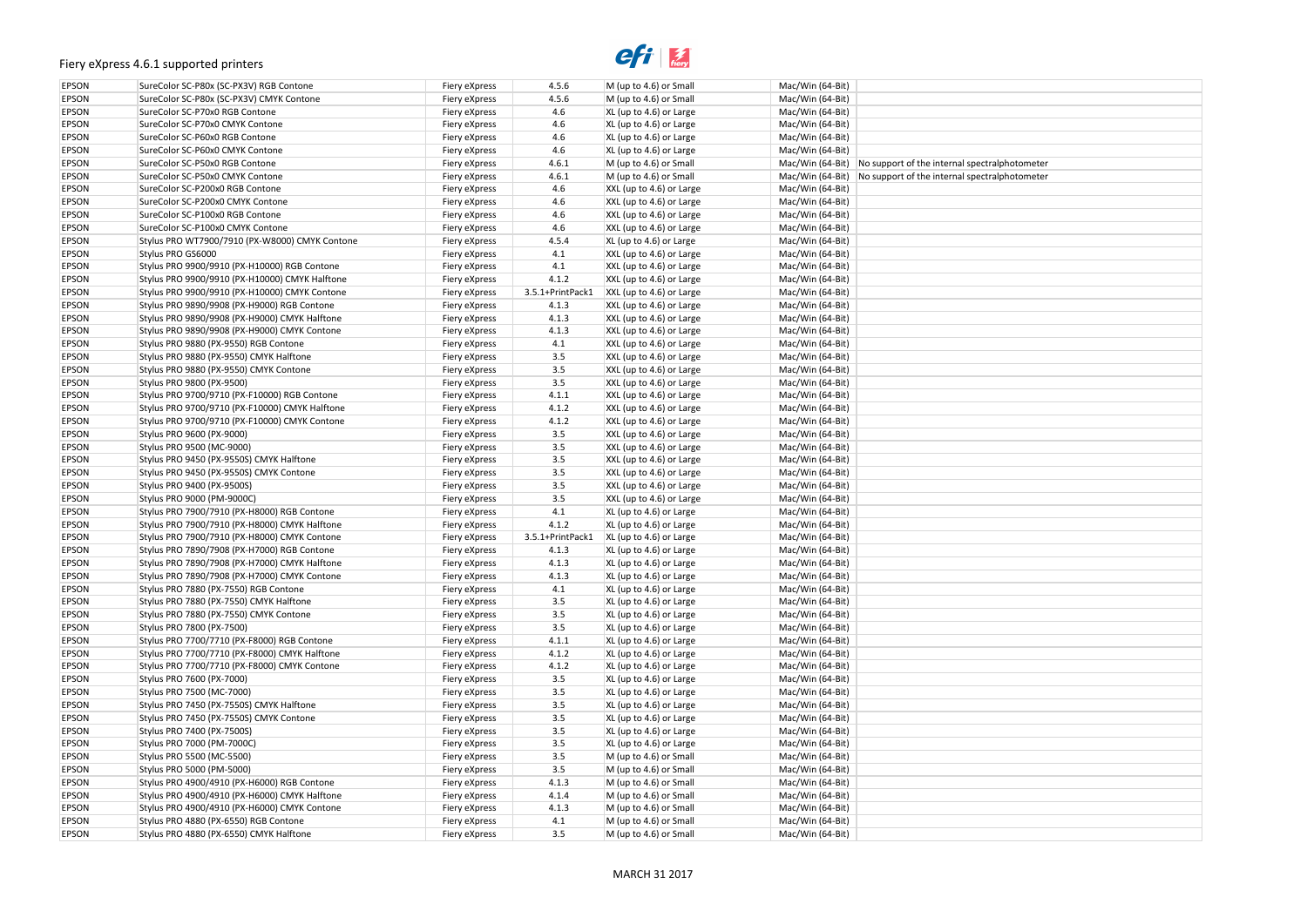# Fiery eXpress 4.6.1 supported printers

| | | | | | | |
|---|---|---|---|---|---|---|
| EPSON | SureColor SC-P80x (SC-PX3V) RGB Contone | Fiery eXpress | 4.5.6 | M (up to 4.6) or Small | Mac/Win (64-Bit) | |
| EPSON | SureColor SC-P80x (SC-PX3V) CMYK Contone | Fiery eXpress | 4.5.6 | M (up to 4.6) or Small | Mac/Win (64-Bit) | |
| EPSON | SureColor SC-P70x0 RGB Contone | Fiery eXpress | 4.6 | XL (up to 4.6) or Large | Mac/Win (64-Bit) | |
| EPSON | SureColor SC-P70x0 CMYK Contone | Fiery eXpress | 4.6 | XL (up to 4.6) or Large | Mac/Win (64-Bit) | |
| EPSON | SureColor SC-P60x0 RGB Contone | Fiery eXpress | 4.6 | XL (up to 4.6) or Large | Mac/Win (64-Bit) | |
| EPSON | SureColor SC-P60x0 CMYK Contone | Fiery eXpress | 4.6 | XL (up to 4.6) or Large | Mac/Win (64-Bit) | |
| EPSON | SureColor SC-P50x0 RGB Contone | Fiery eXpress | 4.6.1 | M (up to 4.6) or Small | Mac/Win (64-Bit) | No support of the internal spectralphotometer |
| EPSON | SureColor SC-P50x0 CMYK Contone | Fiery eXpress | 4.6.1 | M (up to 4.6) or Small | Mac/Win (64-Bit) | No support of the internal spectralphotometer |
| EPSON | SureColor SC-P200x0 RGB Contone | Fiery eXpress | 4.6 | XXL (up to 4.6) or Large | Mac/Win (64-Bit) | |
| EPSON | SureColor SC-P200x0 CMYK Contone | Fiery eXpress | 4.6 | XXL (up to 4.6) or Large | Mac/Win (64-Bit) | |
| EPSON | SureColor SC-P100x0 RGB Contone | Fiery eXpress | 4.6 | XXL (up to 4.6) or Large | Mac/Win (64-Bit) | |
| EPSON | SureColor SC-P100x0 CMYK Contone | Fiery eXpress | 4.6 | XXL (up to 4.6) or Large | Mac/Win (64-Bit) | |
| EPSON | Stylus PRO WT7900/7910 (PX-W8000) CMYK Contone | Fiery eXpress | 4.5.4 | XL (up to 4.6) or Large | Mac/Win (64-Bit) | |
| EPSON | Stylus PRO GS6000 | Fiery eXpress | 4.1 | XXL (up to 4.6) or Large | Mac/Win (64-Bit) | |
| EPSON | Stylus PRO 9900/9910 (PX-H10000) RGB Contone | Fiery eXpress | 4.1 | XXL (up to 4.6) or Large | Mac/Win (64-Bit) | |
| EPSON | Stylus PRO 9900/9910 (PX-H10000) CMYK Halftone | Fiery eXpress | 4.1.2 | XXL (up to 4.6) or Large | Mac/Win (64-Bit) | |
| EPSON | Stylus PRO 9900/9910 (PX-H10000) CMYK Contone | Fiery eXpress | 3.5.1+PrintPack1 | XXL (up to 4.6) or Large | Mac/Win (64-Bit) | |
| EPSON | Stylus PRO 9890/9908 (PX-H9000) RGB Contone | Fiery eXpress | 4.1.3 | XXL (up to 4.6) or Large | Mac/Win (64-Bit) | |
| EPSON | Stylus PRO 9890/9908 (PX-H9000) CMYK Halftone | Fiery eXpress | 4.1.3 | XXL (up to 4.6) or Large | Mac/Win (64-Bit) | |
| EPSON | Stylus PRO 9890/9908 (PX-H9000) CMYK Contone | Fiery eXpress | 4.1.3 | XXL (up to 4.6) or Large | Mac/Win (64-Bit) | |
| EPSON | Stylus PRO 9880 (PX-9550) RGB Contone | Fiery eXpress | 4.1 | XXL (up to 4.6) or Large | Mac/Win (64-Bit) | |
| EPSON | Stylus PRO 9880 (PX-9550) CMYK Halftone | Fiery eXpress | 3.5 | XXL (up to 4.6) or Large | Mac/Win (64-Bit) | |
| EPSON | Stylus PRO 9880 (PX-9550) CMYK Contone | Fiery eXpress | 3.5 | XXL (up to 4.6) or Large | Mac/Win (64-Bit) | |
| EPSON | Stylus PRO 9800 (PX-9500) | Fiery eXpress | 3.5 | XXL (up to 4.6) or Large | Mac/Win (64-Bit) | |
| EPSON | Stylus PRO 9700/9710 (PX-F10000) RGB Contone | Fiery eXpress | 4.1.1 | XXL (up to 4.6) or Large | Mac/Win (64-Bit) | |
| EPSON | Stylus PRO 9700/9710 (PX-F10000) CMYK Halftone | Fiery eXpress | 4.1.2 | XXL (up to 4.6) or Large | Mac/Win (64-Bit) | |
| EPSON | Stylus PRO 9700/9710 (PX-F10000) CMYK Contone | Fiery eXpress | 4.1.2 | XXL (up to 4.6) or Large | Mac/Win (64-Bit) | |
| EPSON | Stylus PRO 9600 (PX-9000) | Fiery eXpress | 3.5 | XXL (up to 4.6) or Large | Mac/Win (64-Bit) | |
| EPSON | Stylus PRO 9500 (MC-9000) | Fiery eXpress | 3.5 | XXL (up to 4.6) or Large | Mac/Win (64-Bit) | |
| EPSON | Stylus PRO 9450 (PX-9550S) CMYK Halftone | Fiery eXpress | 3.5 | XXL (up to 4.6) or Large | Mac/Win (64-Bit) | |
| EPSON | Stylus PRO 9450 (PX-9550S) CMYK Contone | Fiery eXpress | 3.5 | XXL (up to 4.6) or Large | Mac/Win (64-Bit) | |
| EPSON | Stylus PRO 9400 (PX-9500S) | Fiery eXpress | 3.5 | XXL (up to 4.6) or Large | Mac/Win (64-Bit) | |
| EPSON | Stylus PRO 9000 (PM-9000C) | Fiery eXpress | 3.5 | XXL (up to 4.6) or Large | Mac/Win (64-Bit) | |
| EPSON | Stylus PRO 7900/7910 (PX-H8000) RGB Contone | Fiery eXpress | 4.1 | XL (up to 4.6) or Large | Mac/Win (64-Bit) | |
| EPSON | Stylus PRO 7900/7910 (PX-H8000) CMYK Halftone | Fiery eXpress | 4.1.2 | XL (up to 4.6) or Large | Mac/Win (64-Bit) | |
| EPSON | Stylus PRO 7900/7910 (PX-H8000) CMYK Contone | Fiery eXpress | 3.5.1+PrintPack1 | XL (up to 4.6) or Large | Mac/Win (64-Bit) | |
| EPSON | Stylus PRO 7890/7908 (PX-H7000) RGB Contone | Fiery eXpress | 4.1.3 | XL (up to 4.6) or Large | Mac/Win (64-Bit) | |
| EPSON | Stylus PRO 7890/7908 (PX-H7000) CMYK Halftone | Fiery eXpress | 4.1.3 | XL (up to 4.6) or Large | Mac/Win (64-Bit) | |
| EPSON | Stylus PRO 7890/7908 (PX-H7000) CMYK Contone | Fiery eXpress | 4.1.3 | XL (up to 4.6) or Large | Mac/Win (64-Bit) | |
| EPSON | Stylus PRO 7880 (PX-7550) RGB Contone | Fiery eXpress | 4.1 | XL (up to 4.6) or Large | Mac/Win (64-Bit) | |
| EPSON | Stylus PRO 7880 (PX-7550) CMYK Halftone | Fiery eXpress | 3.5 | XL (up to 4.6) or Large | Mac/Win (64-Bit) | |
| EPSON | Stylus PRO 7880 (PX-7550) CMYK Contone | Fiery eXpress | 3.5 | XL (up to 4.6) or Large | Mac/Win (64-Bit) | |
| EPSON | Stylus PRO 7800 (PX-7500) | Fiery eXpress | 3.5 | XL (up to 4.6) or Large | Mac/Win (64-Bit) | |
| EPSON | Stylus PRO 7700/7710 (PX-F8000) RGB Contone | Fiery eXpress | 4.1.1 | XL (up to 4.6) or Large | Mac/Win (64-Bit) | |
| EPSON | Stylus PRO 7700/7710 (PX-F8000) CMYK Halftone | Fiery eXpress | 4.1.2 | XL (up to 4.6) or Large | Mac/Win (64-Bit) | |
| EPSON | Stylus PRO 7700/7710 (PX-F8000) CMYK Contone | Fiery eXpress | 4.1.2 | XL (up to 4.6) or Large | Mac/Win (64-Bit) | |
| EPSON | Stylus PRO 7600 (PX-7000) | Fiery eXpress | 3.5 | XL (up to 4.6) or Large | Mac/Win (64-Bit) | |
| EPSON | Stylus PRO 7500 (MC-7000) | Fiery eXpress | 3.5 | XL (up to 4.6) or Large | Mac/Win (64-Bit) | |
| EPSON | Stylus PRO 7450 (PX-7550S) CMYK Halftone | Fiery eXpress | 3.5 | XL (up to 4.6) or Large | Mac/Win (64-Bit) | |
| EPSON | Stylus PRO 7450 (PX-7550S) CMYK Contone | Fiery eXpress | 3.5 | XL (up to 4.6) or Large | Mac/Win (64-Bit) | |
| EPSON | Stylus PRO 7400 (PX-7500S) | Fiery eXpress | 3.5 | XL (up to 4.6) or Large | Mac/Win (64-Bit) | |
| EPSON | Stylus PRO 7000 (PM-7000C) | Fiery eXpress | 3.5 | XL (up to 4.6) or Large | Mac/Win (64-Bit) | |
| EPSON | Stylus PRO 5500 (MC-5500) | Fiery eXpress | 3.5 | M (up to 4.6) or Small | Mac/Win (64-Bit) | |
| EPSON | Stylus PRO 5000 (PM-5000) | Fiery eXpress | 3.5 | M (up to 4.6) or Small | Mac/Win (64-Bit) | |
| EPSON | Stylus PRO 4900/4910 (PX-H6000) RGB Contone | Fiery eXpress | 4.1.3 | M (up to 4.6) or Small | Mac/Win (64-Bit) | |
| EPSON | Stylus PRO 4900/4910 (PX-H6000) CMYK Halftone | Fiery eXpress | 4.1.4 | M (up to 4.6) or Small | Mac/Win (64-Bit) | |
| EPSON | Stylus PRO 4900/4910 (PX-H6000) CMYK Contone | Fiery eXpress | 4.1.3 | M (up to 4.6) or Small | Mac/Win (64-Bit) | |
| EPSON | Stylus PRO 4880 (PX-6550) RGB Contone | Fiery eXpress | 4.1 | M (up to 4.6) or Small | Mac/Win (64-Bit) | |
| EPSON | Stylus PRO 4880 (PX-6550) CMYK Halftone | Fiery eXpress | 3.5 | M (up to 4.6) or Small | Mac/Win (64-Bit) | |

MARCH 31 2017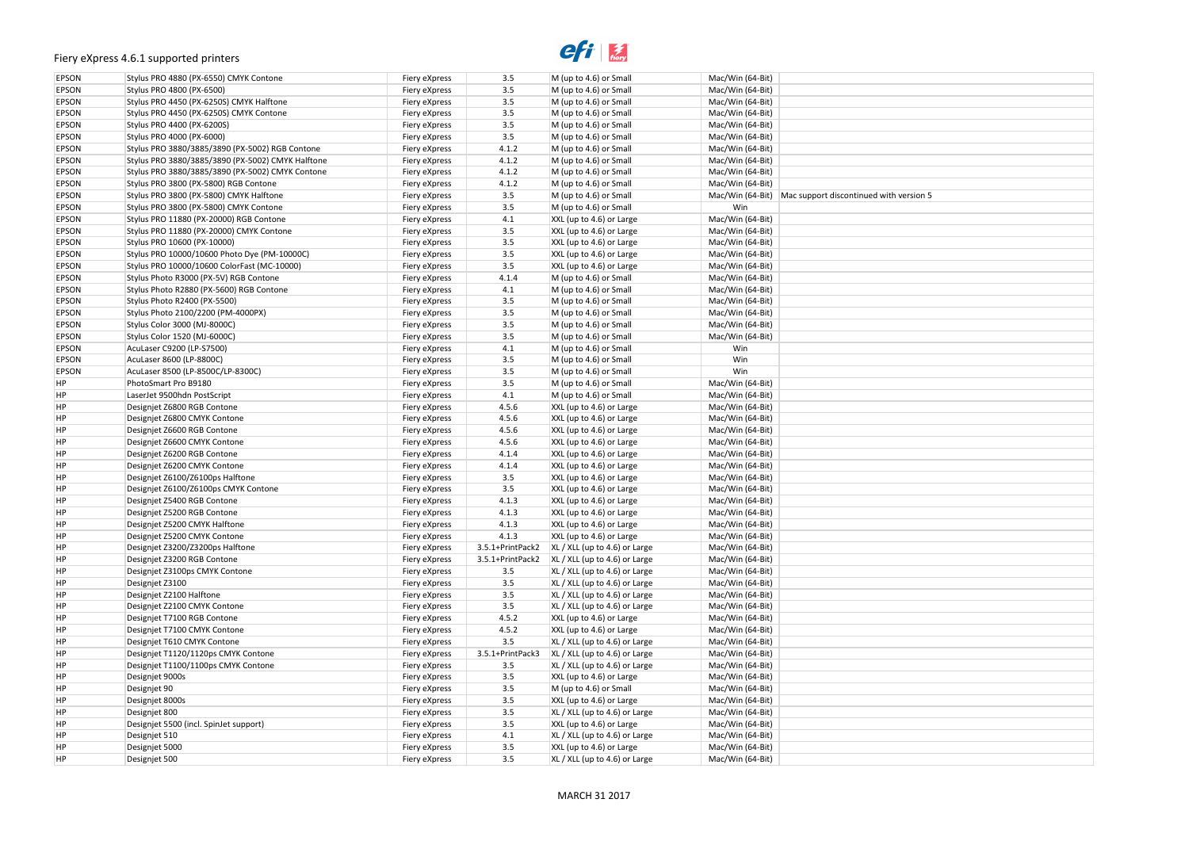# Fiery eXpress 4.6.1 supported printers

| | | | | | | |
|---|---|---|---|---|---|---|
| EPSON | Stylus PRO 4880 (PX-6550) CMYK Contone | Fiery eXpress | 3.5 | M (up to 4.6) or Small | Mac/Win (64-Bit) | |
| EPSON | Stylus PRO 4800 (PX-6500) | Fiery eXpress | 3.5 | M (up to 4.6) or Small | Mac/Win (64-Bit) | |
| EPSON | Stylus PRO 4450 (PX-6250S) CMYK Halftone | Fiery eXpress | 3.5 | M (up to 4.6) or Small | Mac/Win (64-Bit) | |
| EPSON | Stylus PRO 4450 (PX-6250S) CMYK Contone | Fiery eXpress | 3.5 | M (up to 4.6) or Small | Mac/Win (64-Bit) | |
| EPSON | Stylus PRO 4400 (PX-6200S) | Fiery eXpress | 3.5 | M (up to 4.6) or Small | Mac/Win (64-Bit) | |
| EPSON | Stylus PRO 4000 (PX-6000) | Fiery eXpress | 3.5 | M (up to 4.6) or Small | Mac/Win (64-Bit) | |
| EPSON | Stylus PRO 3880/3885/3890 (PX-5002) RGB Contone | Fiery eXpress | 4.1.2 | M (up to 4.6) or Small | Mac/Win (64-Bit) | |
| EPSON | Stylus PRO 3880/3885/3890 (PX-5002) CMYK Halftone | Fiery eXpress | 4.1.2 | M (up to 4.6) or Small | Mac/Win (64-Bit) | |
| EPSON | Stylus PRO 3880/3885/3890 (PX-5002) CMYK Contone | Fiery eXpress | 4.1.2 | M (up to 4.6) or Small | Mac/Win (64-Bit) | |
| EPSON | Stylus PRO 3800 (PX-5800) RGB Contone | Fiery eXpress | 4.1.2 | M (up to 4.6) or Small | Mac/Win (64-Bit) | |
| EPSON | Stylus PRO 3800 (PX-5800) CMYK Halftone | Fiery eXpress | 3.5 | M (up to 4.6) or Small | Mac/Win (64-Bit) | Mac support discontinued with version 5 |
| EPSON | Stylus PRO 3800 (PX-5800) CMYK Contone | Fiery eXpress | 3.5 | M (up to 4.6) or Small | Win | |
| EPSON | Stylus PRO 11880 (PX-20000) RGB Contone | Fiery eXpress | 4.1 | XXL (up to 4.6) or Large | Mac/Win (64-Bit) | |
| EPSON | Stylus PRO 11880 (PX-20000) CMYK Contone | Fiery eXpress | 3.5 | XXL (up to 4.6) or Large | Mac/Win (64-Bit) | |
| EPSON | Stylus PRO 10600 (PX-10000) | Fiery eXpress | 3.5 | XXL (up to 4.6) or Large | Mac/Win (64-Bit) | |
| EPSON | Stylus PRO 10000/10600 Photo Dye (PM-10000C) | Fiery eXpress | 3.5 | XXL (up to 4.6) or Large | Mac/Win (64-Bit) | |
| EPSON | Stylus PRO 10000/10600 ColorFast (MC-10000) | Fiery eXpress | 3.5 | XXL (up to 4.6) or Large | Mac/Win (64-Bit) | |
| EPSON | Stylus Photo R3000 (PX-5V) RGB Contone | Fiery eXpress | 4.1.4 | M (up to 4.6) or Small | Mac/Win (64-Bit) | |
| EPSON | Stylus Photo R2880 (PX-5600) RGB Contone | Fiery eXpress | 4.1 | M (up to 4.6) or Small | Mac/Win (64-Bit) | |
| EPSON | Stylus Photo R2400 (PX-5500) | Fiery eXpress | 3.5 | M (up to 4.6) or Small | Mac/Win (64-Bit) | |
| EPSON | Stylus Photo 2100/2200 (PM-4000PX) | Fiery eXpress | 3.5 | M (up to 4.6) or Small | Mac/Win (64-Bit) | |
| EPSON | Stylus Color 3000 (MJ-8000C) | Fiery eXpress | 3.5 | M (up to 4.6) or Small | Mac/Win (64-Bit) | |
| EPSON | Stylus Color 1520 (MJ-6000C) | Fiery eXpress | 3.5 | M (up to 4.6) or Small | Mac/Win (64-Bit) | |
| EPSON | AcuLaser C9200 (LP-S7500) | Fiery eXpress | 4.1 | M (up to 4.6) or Small | Win | |
| EPSON | AcuLaser 8600 (LP-8800C) | Fiery eXpress | 3.5 | M (up to 4.6) or Small | Win | |
| EPSON | AcuLaser 8500 (LP-8500C/LP-8300C) | Fiery eXpress | 3.5 | M (up to 4.6) or Small | Win | |
| HP | PhotoSmart Pro B9180 | Fiery eXpress | 3.5 | M (up to 4.6) or Small | Mac/Win (64-Bit) | |
| HP | LaserJet 9500hdn PostScript | Fiery eXpress | 4.1 | M (up to 4.6) or Small | Mac/Win (64-Bit) | |
| HP | Designjet Z6800 RGB Contone | Fiery eXpress | 4.5.6 | XXL (up to 4.6) or Large | Mac/Win (64-Bit) | |
| HP | Designjet Z6800 CMYK Contone | Fiery eXpress | 4.5.6 | XXL (up to 4.6) or Large | Mac/Win (64-Bit) | |
| HP | Designjet Z6600 RGB Contone | Fiery eXpress | 4.5.6 | XXL (up to 4.6) or Large | Mac/Win (64-Bit) | |
| HP | Designjet Z6600 CMYK Contone | Fiery eXpress | 4.5.6 | XXL (up to 4.6) or Large | Mac/Win (64-Bit) | |
| HP | Designjet Z6200 RGB Contone | Fiery eXpress | 4.1.4 | XXL (up to 4.6) or Large | Mac/Win (64-Bit) | |
| HP | Designjet Z6200 CMYK Contone | Fiery eXpress | 4.1.4 | XXL (up to 4.6) or Large | Mac/Win (64-Bit) | |
| HP | Designjet Z6100/Z6100ps Halftone | Fiery eXpress | 3.5 | XXL (up to 4.6) or Large | Mac/Win (64-Bit) | |
| HP | Designjet Z6100/Z6100ps CMYK Contone | Fiery eXpress | 3.5 | XXL (up to 4.6) or Large | Mac/Win (64-Bit) | |
| HP | Designjet Z5400 RGB Contone | Fiery eXpress | 4.1.3 | XXL (up to 4.6) or Large | Mac/Win (64-Bit) | |
| HP | Designjet Z5200 RGB Contone | Fiery eXpress | 4.1.3 | XXL (up to 4.6) or Large | Mac/Win (64-Bit) | |
| HP | Designjet Z5200 CMYK Halftone | Fiery eXpress | 4.1.3 | XXL (up to 4.6) or Large | Mac/Win (64-Bit) | |
| HP | Designjet Z5200 CMYK Contone | Fiery eXpress | 4.1.3 | XXL (up to 4.6) or Large | Mac/Win (64-Bit) | |
| HP | Designjet Z3200/Z3200ps Halftone | Fiery eXpress | 3.5.1+PrintPack2 | XL / XLL (up to 4.6) or Large | Mac/Win (64-Bit) | |
| HP | Designjet Z3200 RGB Contone | Fiery eXpress | 3.5.1+PrintPack2 | XL / XLL (up to 4.6) or Large | Mac/Win (64-Bit) | |
| HP | Designjet Z3100ps CMYK Contone | Fiery eXpress | 3.5 | XL / XLL (up to 4.6) or Large | Mac/Win (64-Bit) | |
| HP | Designjet Z3100 | Fiery eXpress | 3.5 | XL / XLL (up to 4.6) or Large | Mac/Win (64-Bit) | |
| HP | Designjet Z2100 Halftone | Fiery eXpress | 3.5 | XL / XLL (up to 4.6) or Large | Mac/Win (64-Bit) | |
| HP | Designjet Z2100 CMYK Contone | Fiery eXpress | 3.5 | XL / XLL (up to 4.6) or Large | Mac/Win (64-Bit) | |
| HP | Designjet T7100 RGB Contone | Fiery eXpress | 4.5.2 | XXL (up to 4.6) or Large | Mac/Win (64-Bit) | |
| HP | Designjet T7100 CMYK Contone | Fiery eXpress | 4.5.2 | XXL (up to 4.6) or Large | Mac/Win (64-Bit) | |
| HP | Designjet T610 CMYK Contone | Fiery eXpress | 3.5 | XL / XLL (up to 4.6) or Large | Mac/Win (64-Bit) | |
| HP | Designjet T1120/1120ps CMYK Contone | Fiery eXpress | 3.5.1+PrintPack3 | XL / XLL (up to 4.6) or Large | Mac/Win (64-Bit) | |
| HP | Designjet T1100/1100ps CMYK Contone | Fiery eXpress | 3.5 | XL / XLL (up to 4.6) or Large | Mac/Win (64-Bit) | |
| HP | Designjet 9000s | Fiery eXpress | 3.5 | XXL (up to 4.6) or Large | Mac/Win (64-Bit) | |
| HP | Designjet 90 | Fiery eXpress | 3.5 | M (up to 4.6) or Small | Mac/Win (64-Bit) | |
| HP | Designjet 8000s | Fiery eXpress | 3.5 | XXL (up to 4.6) or Large | Mac/Win (64-Bit) | |
| HP | Designjet 800 | Fiery eXpress | 3.5 | XL / XLL (up to 4.6) or Large | Mac/Win (64-Bit) | |
| HP | Designjet 5500 (incl. SpinJet support) | Fiery eXpress | 3.5 | XXL (up to 4.6) or Large | Mac/Win (64-Bit) | |
| HP | Designjet 510 | Fiery eXpress | 4.1 | XL / XLL (up to 4.6) or Large | Mac/Win (64-Bit) | |
| HP | Designjet 5000 | Fiery eXpress | 3.5 | XXL (up to 4.6) or Large | Mac/Win (64-Bit) | |
| HP | Designjet 500 | Fiery eXpress | 3.5 | XL / XLL (up to 4.6) or Large | Mac/Win (64-Bit) | |

MARCH 31 2017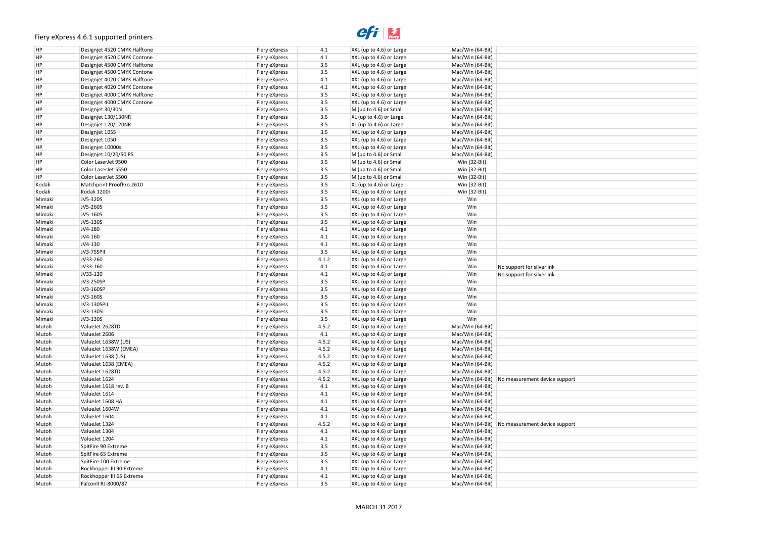# Fiery eXpress 4.6.1 supported printers

| | | | | | | |
|---|---|---|---|---|---|---|
| HP | Designjet 4520 CMYK Halftone | Fiery eXpress | 4.1 | XXL (up to 4.6) or Large | Mac/Win (64-Bit) | |
| HP | Designjet 4520 CMYK Contone | Fiery eXpress | 4.1 | XXL (up to 4.6) or Large | Mac/Win (64-Bit) | |
| HP | Designjet 4500 CMYK Halftone | Fiery eXpress | 3.5 | XXL (up to 4.6) or Large | Mac/Win (64-Bit) | |
| HP | Designjet 4500 CMYK Contone | Fiery eXpress | 3.5 | XXL (up to 4.6) or Large | Mac/Win (64-Bit) | |
| HP | Designjet 4020 CMYK Halftone | Fiery eXpress | 4.1 | XXL (up to 4.6) or Large | Mac/Win (64-Bit) | |
| HP | Designjet 4020 CMYK Contone | Fiery eXpress | 4.1 | XXL (up to 4.6) or Large | Mac/Win (64-Bit) | |
| HP | Designjet 4000 CMYK Halftone | Fiery eXpress | 3.5 | XXL (up to 4.6) or Large | Mac/Win (64-Bit) | |
| HP | Designjet 4000 CMYK Contone | Fiery eXpress | 3.5 | XXL (up to 4.6) or Large | Mac/Win (64-Bit) | |
| HP | Designjet 30/30N | Fiery eXpress | 3.5 | M (up to 4.6) or Small | Mac/Win (64-Bit) | |
| HP | Designjet 130/130NR | Fiery eXpress | 3.5 | XL (up to 4.6) or Large | Mac/Win (64-Bit) | |
| HP | Designjet 120/120NR | Fiery eXpress | 3.5 | XL (up to 4.6) or Large | Mac/Win (64-Bit) | |
| HP | Designjet 1055 | Fiery eXpress | 3.5 | XXL (up to 4.6) or Large | Mac/Win (64-Bit) | |
| HP | Designjet 1050 | Fiery eXpress | 3.5 | XXL (up to 4.6) or Large | Mac/Win (64-Bit) | |
| HP | Designjet 10000s | Fiery eXpress | 3.5 | XXL (up to 4.6) or Large | Mac/Win (64-Bit) | |
| HP | Designjet 10/20/50 PS | Fiery eXpress | 3.5 | M (up to 4.6) or Small | Mac/Win (64-Bit) | |
| HP | Color LaserJet 9500 | Fiery eXpress | 3.5 | M (up to 4.6) or Small | Win (32-Bit) | |
| HP | Color LaserJet 5550 | Fiery eXpress | 3.5 | M (up to 4.6) or Small | Win (32-Bit) | |
| HP | Color LaserJet 5500 | Fiery eXpress | 3.5 | M (up to 4.6) or Small | Win (32-Bit) | |
| Kodak | Matchprint ProofPro 2610 | Fiery eXpress | 3.5 | XL (up to 4.6) or Large | Win (32-Bit) | |
| Kodak | Kodak 1200i | Fiery eXpress | 3.5 | XXL (up to 4.6) or Large | Win (32-Bit) | |
| Mimaki | JV5-320S | Fiery eXpress | 3.5 | XXL (up to 4.6) or Large | Win | |
| Mimaki | JV5-260S | Fiery eXpress | 3.5 | XXL (up to 4.6) or Large | Win | |
| Mimaki | JV5-160S | Fiery eXpress | 3.5 | XXL (up to 4.6) or Large | Win | |
| Mimaki | JV5-130S | Fiery eXpress | 3.5 | XXL (up to 4.6) or Large | Win | |
| Mimaki | JV4-180 | Fiery eXpress | 4.1 | XXL (up to 4.6) or Large | Win | |
| Mimaki | JV4-160 | Fiery eXpress | 4.1 | XXL (up to 4.6) or Large | Win | |
| Mimaki | JV4-130 | Fiery eXpress | 4.1 | XXL (up to 4.6) or Large | Win | |
| Mimaki | JV3-75SPII | Fiery eXpress | 3.5 | XXL (up to 4.6) or Large | Win | |
| Mimaki | JV33-260 | Fiery eXpress | 4.1.2 | XXL (up to 4.6) or Large | Win | |
| Mimaki | JV33-160 | Fiery eXpress | 4.1 | XXL (up to 4.6) or Large | Win | No support for silver ink |
| Mimaki | JV33-130 | Fiery eXpress | 4.1 | XXL (up to 4.6) or Large | Win | No support for silver ink |
| Mimaki | JV3-250SP | Fiery eXpress | 3.5 | XXL (up to 4.6) or Large | Win | |
| Mimaki | JV3-160SP | Fiery eXpress | 3.5 | XXL (up to 4.6) or Large | Win | |
| Mimaki | JV3-160S | Fiery eXpress | 3.5 | XXL (up to 4.6) or Large | Win | |
| Mimaki | JV3-130SPII | Fiery eXpress | 3.5 | XXL (up to 4.6) or Large | Win | |
| Mimaki | JV3-130SL | Fiery eXpress | 3.5 | XXL (up to 4.6) or Large | Win | |
| Mimaki | JV3-130S | Fiery eXpress | 3.5 | XXL (up to 4.6) or Large | Win | |
| Mutoh | ValueJet 2628TD | Fiery eXpress | 4.5.2 | XXL (up to 4.6) or Large | Mac/Win (64-Bit) | |
| Mutoh | ValueJet 2606 | Fiery eXpress | 4.1 | XXL (up to 4.6) or Large | Mac/Win (64-Bit) | |
| Mutoh | ValueJet 1638W (US) | Fiery eXpress | 4.5.2 | XXL (up to 4.6) or Large | Mac/Win (64-Bit) | |
| Mutoh | ValueJet 1638W (EMEA) | Fiery eXpress | 4.5.2 | XXL (up to 4.6) or Large | Mac/Win (64-Bit) | |
| Mutoh | ValueJet 1638 (US) | Fiery eXpress | 4.5.2 | XXL (up to 4.6) or Large | Mac/Win (64-Bit) | |
| Mutoh | ValueJet 1638 (EMEA) | Fiery eXpress | 4.5.2 | XXL (up to 4.6) or Large | Mac/Win (64-Bit) | |
| Mutoh | ValueJet 1628TD | Fiery eXpress | 4.5.2 | XXL (up to 4.6) or Large | Mac/Win (64-Bit) | |
| Mutoh | ValueJet 1624 | Fiery eXpress | 4.5.2 | XXL (up to 4.6) or Large | Mac/Win (64-Bit) | No measurement device support |
| Mutoh | ValueJet 1618 rev. B | Fiery eXpress | 4.1 | XXL (up to 4.6) or Large | Mac/Win (64-Bit) | |
| Mutoh | ValueJet 1614 | Fiery eXpress | 4.1 | XXL (up to 4.6) or Large | Mac/Win (64-Bit) | |
| Mutoh | ValueJet 1608 HA | Fiery eXpress | 4.1 | XXL (up to 4.6) or Large | Mac/Win (64-Bit) | |
| Mutoh | ValueJet 1604W | Fiery eXpress | 4.1 | XXL (up to 4.6) or Large | Mac/Win (64-Bit) | |
| Mutoh | ValueJet 1604 | Fiery eXpress | 4.1 | XXL (up to 4.6) or Large | Mac/Win (64-Bit) | |
| Mutoh | ValueJet 1324 | Fiery eXpress | 4.5.2 | XXL (up to 4.6) or Large | Mac/Win (64-Bit) | No measurement device support |
| Mutoh | ValueJet 1304 | Fiery eXpress | 4.1 | XXL (up to 4.6) or Large | Mac/Win (64-Bit) | |
| Mutoh | ValueJet 1204 | Fiery eXpress | 4.1 | XXL (up to 4.6) or Large | Mac/Win (64-Bit) | |
| Mutoh | SpitFire 90 Extreme | Fiery eXpress | 3.5 | XXL (up to 4.6) or Large | Mac/Win (64-Bit) | |
| Mutoh | SpitFire 65 Extreme | Fiery eXpress | 3.5 | XXL (up to 4.6) or Large | Mac/Win (64-Bit) | |
| Mutoh | SpitFire 100 Extreme | Fiery eXpress | 3.5 | XXL (up to 4.6) or Large | Mac/Win (64-Bit) | |
| Mutoh | Rockhopper III 90 Extreme | Fiery eXpress | 4.1 | XXL (up to 4.6) or Large | Mac/Win (64-Bit) | |
| Mutoh | Rockhopper III 65 Extreme | Fiery eXpress | 4.1 | XXL (up to 4.6) or Large | Mac/Win (64-Bit) | |
| Mutoh | FalconII RJ-8000/87 | Fiery eXpress | 3.5 | XXL (up to 4.6) or Large | Mac/Win (64-Bit) | |

MARCH 31 2017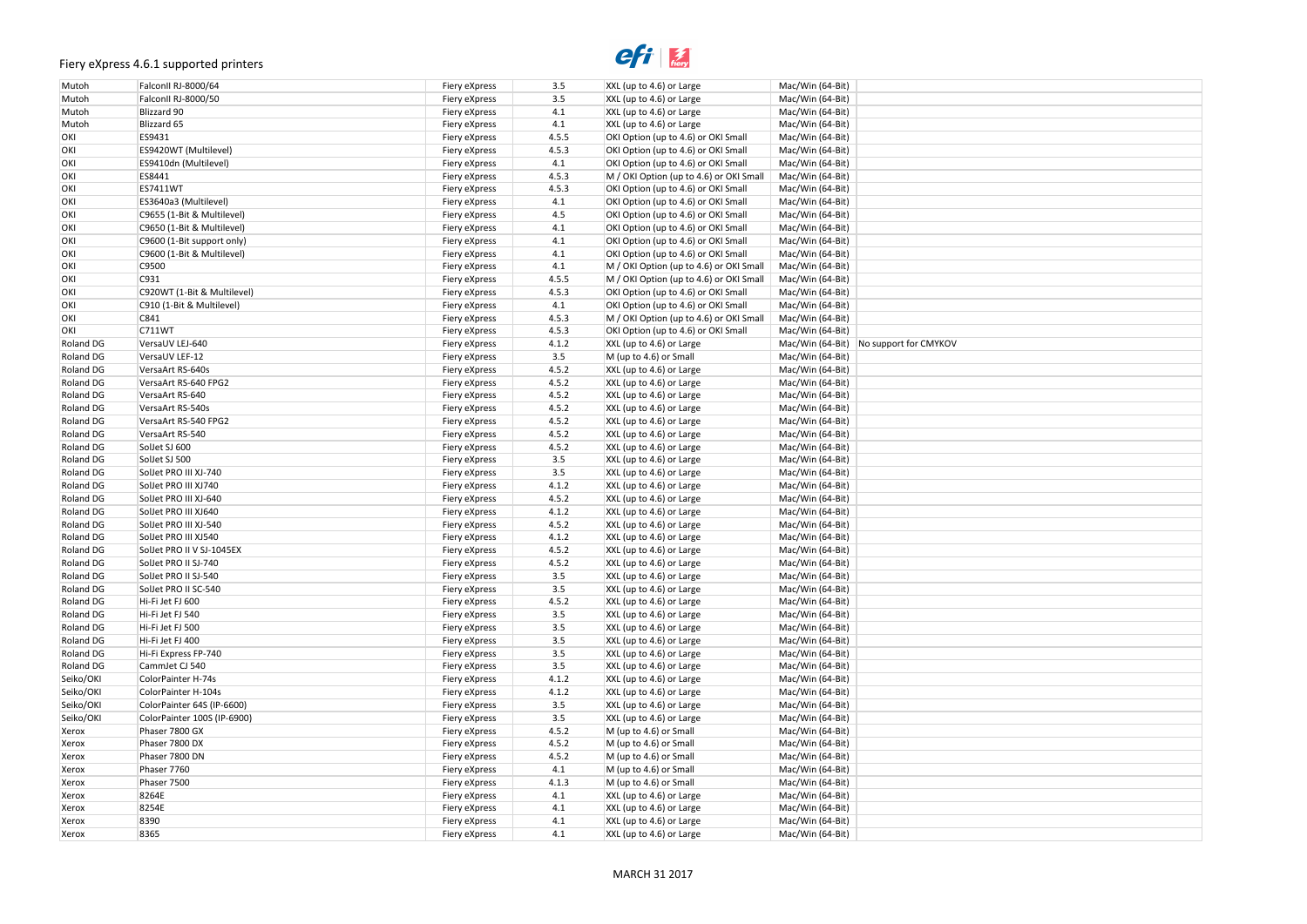Fiery eXpress 4.6.1 supported printers

| | | | | | | |
|---|---|---|---|---|---|---|
| Mutoh | FalconII RJ-8000/64 | Fiery eXpress | 3.5 | XXL (up to 4.6) or Large | Mac/Win (64-Bit) | |
| Mutoh | FalconII RJ-8000/50 | Fiery eXpress | 3.5 | XXL (up to 4.6) or Large | Mac/Win (64-Bit) | |
| Mutoh | Blizzard 90 | Fiery eXpress | 4.1 | XXL (up to 4.6) or Large | Mac/Win (64-Bit) | |
| Mutoh | Blizzard 65 | Fiery eXpress | 4.1 | XXL (up to 4.6) or Large | Mac/Win (64-Bit) | |
| OKI | ES9431 | Fiery eXpress | 4.5.5 | OKI Option (up to 4.6) or OKI Small | Mac/Win (64-Bit) | |
| OKI | ES9420WT (Multilevel) | Fiery eXpress | 4.5.3 | OKI Option (up to 4.6) or OKI Small | Mac/Win (64-Bit) | |
| OKI | ES9410dn (Multilevel) | Fiery eXpress | 4.1 | OKI Option (up to 4.6) or OKI Small | Mac/Win (64-Bit) | |
| OKI | ES8441 | Fiery eXpress | 4.5.3 | M / OKI Option (up to 4.6) or OKI Small | Mac/Win (64-Bit) | |
| OKI | ES7411WT | Fiery eXpress | 4.5.3 | OKI Option (up to 4.6) or OKI Small | Mac/Win (64-Bit) | |
| OKI | ES3640a3 (Multilevel) | Fiery eXpress | 4.1 | OKI Option (up to 4.6) or OKI Small | Mac/Win (64-Bit) | |
| OKI | C9655 (1-Bit & Multilevel) | Fiery eXpress | 4.5 | OKI Option (up to 4.6) or OKI Small | Mac/Win (64-Bit) | |
| OKI | C9650 (1-Bit & Multilevel) | Fiery eXpress | 4.1 | OKI Option (up to 4.6) or OKI Small | Mac/Win (64-Bit) | |
| OKI | C9600 (1-Bit support only) | Fiery eXpress | 4.1 | OKI Option (up to 4.6) or OKI Small | Mac/Win (64-Bit) | |
| OKI | C9600 (1-Bit & Multilevel) | Fiery eXpress | 4.1 | OKI Option (up to 4.6) or OKI Small | Mac/Win (64-Bit) | |
| OKI | C9500 | Fiery eXpress | 4.1 | M / OKI Option (up to 4.6) or OKI Small | Mac/Win (64-Bit) | |
| OKI | C931 | Fiery eXpress | 4.5.5 | M / OKI Option (up to 4.6) or OKI Small | Mac/Win (64-Bit) | |
| OKI | C920WT (1-Bit & Multilevel) | Fiery eXpress | 4.5.3 | OKI Option (up to 4.6) or OKI Small | Mac/Win (64-Bit) | |
| OKI | C910 (1-Bit & Multilevel) | Fiery eXpress | 4.1 | OKI Option (up to 4.6) or OKI Small | Mac/Win (64-Bit) | |
| OKI | C841 | Fiery eXpress | 4.5.3 | M / OKI Option (up to 4.6) or OKI Small | Mac/Win (64-Bit) | |
| OKI | C711WT | Fiery eXpress | 4.5.3 | OKI Option (up to 4.6) or OKI Small | Mac/Win (64-Bit) | |
| Roland DG | VersaUV LEJ-640 | Fiery eXpress | 4.1.2 | XXL (up to 4.6) or Large | Mac/Win (64-Bit) | No support for CMYKOV |
| Roland DG | VersaUV LEF-12 | Fiery eXpress | 3.5 | M (up to 4.6) or Small | Mac/Win (64-Bit) | |
| Roland DG | VersaArt RS-640s | Fiery eXpress | 4.5.2 | XXL (up to 4.6) or Large | Mac/Win (64-Bit) | |
| Roland DG | VersaArt RS-640 FPG2 | Fiery eXpress | 4.5.2 | XXL (up to 4.6) or Large | Mac/Win (64-Bit) | |
| Roland DG | VersaArt RS-640 | Fiery eXpress | 4.5.2 | XXL (up to 4.6) or Large | Mac/Win (64-Bit) | |
| Roland DG | VersaArt RS-540s | Fiery eXpress | 4.5.2 | XXL (up to 4.6) or Large | Mac/Win (64-Bit) | |
| Roland DG | VersaArt RS-540 FPG2 | Fiery eXpress | 4.5.2 | XXL (up to 4.6) or Large | Mac/Win (64-Bit) | |
| Roland DG | VersaArt RS-540 | Fiery eXpress | 4.5.2 | XXL (up to 4.6) or Large | Mac/Win (64-Bit) | |
| Roland DG | SolJet SJ 600 | Fiery eXpress | 4.5.2 | XXL (up to 4.6) or Large | Mac/Win (64-Bit) | |
| Roland DG | SolJet SJ 500 | Fiery eXpress | 3.5 | XXL (up to 4.6) or Large | Mac/Win (64-Bit) | |
| Roland DG | SolJet PRO III XJ-740 | Fiery eXpress | 3.5 | XXL (up to 4.6) or Large | Mac/Win (64-Bit) | |
| Roland DG | SolJet PRO III XJ740 | Fiery eXpress | 4.1.2 | XXL (up to 4.6) or Large | Mac/Win (64-Bit) | |
| Roland DG | SolJet PRO III XJ-640 | Fiery eXpress | 4.5.2 | XXL (up to 4.6) or Large | Mac/Win (64-Bit) | |
| Roland DG | SolJet PRO III XJ640 | Fiery eXpress | 4.1.2 | XXL (up to 4.6) or Large | Mac/Win (64-Bit) | |
| Roland DG | SolJet PRO III XJ-540 | Fiery eXpress | 4.5.2 | XXL (up to 4.6) or Large | Mac/Win (64-Bit) | |
| Roland DG | SolJet PRO III XJ540 | Fiery eXpress | 4.1.2 | XXL (up to 4.6) or Large | Mac/Win (64-Bit) | |
| Roland DG | SolJet PRO II V SJ-1045EX | Fiery eXpress | 4.5.2 | XXL (up to 4.6) or Large | Mac/Win (64-Bit) | |
| Roland DG | SolJet PRO II SJ-740 | Fiery eXpress | 4.5.2 | XXL (up to 4.6) or Large | Mac/Win (64-Bit) | |
| Roland DG | SolJet PRO II SJ-540 | Fiery eXpress | 3.5 | XXL (up to 4.6) or Large | Mac/Win (64-Bit) | |
| Roland DG | SolJet PRO II SC-540 | Fiery eXpress | 3.5 | XXL (up to 4.6) or Large | Mac/Win (64-Bit) | |
| Roland DG | Hi-Fi Jet FJ 600 | Fiery eXpress | 4.5.2 | XXL (up to 4.6) or Large | Mac/Win (64-Bit) | |
| Roland DG | Hi-Fi Jet FJ 540 | Fiery eXpress | 3.5 | XXL (up to 4.6) or Large | Mac/Win (64-Bit) | |
| Roland DG | Hi-Fi Jet FJ 500 | Fiery eXpress | 3.5 | XXL (up to 4.6) or Large | Mac/Win (64-Bit) | |
| Roland DG | Hi-Fi Jet FJ 400 | Fiery eXpress | 3.5 | XXL (up to 4.6) or Large | Mac/Win (64-Bit) | |
| Roland DG | Hi-Fi Express FP-740 | Fiery eXpress | 3.5 | XXL (up to 4.6) or Large | Mac/Win (64-Bit) | |
| Roland DG | CammJet CJ 540 | Fiery eXpress | 3.5 | XXL (up to 4.6) or Large | Mac/Win (64-Bit) | |
| Seiko/OKI | ColorPainter H-74s | Fiery eXpress | 4.1.2 | XXL (up to 4.6) or Large | Mac/Win (64-Bit) | |
| Seiko/OKI | ColorPainter H-104s | Fiery eXpress | 4.1.2 | XXL (up to 4.6) or Large | Mac/Win (64-Bit) | |
| Seiko/OKI | ColorPainter 64S (IP-6600) | Fiery eXpress | 3.5 | XXL (up to 4.6) or Large | Mac/Win (64-Bit) | |
| Seiko/OKI | ColorPainter 100S (IP-6900) | Fiery eXpress | 3.5 | XXL (up to 4.6) or Large | Mac/Win (64-Bit) | |
| Xerox | Phaser 7800 GX | Fiery eXpress | 4.5.2 | M (up to 4.6) or Small | Mac/Win (64-Bit) | |
| Xerox | Phaser 7800 DX | Fiery eXpress | 4.5.2 | M (up to 4.6) or Small | Mac/Win (64-Bit) | |
| Xerox | Phaser 7800 DN | Fiery eXpress | 4.5.2 | M (up to 4.6) or Small | Mac/Win (64-Bit) | |
| Xerox | Phaser 7760 | Fiery eXpress | 4.1 | M (up to 4.6) or Small | Mac/Win (64-Bit) | |
| Xerox | Phaser 7500 | Fiery eXpress | 4.1.3 | M (up to 4.6) or Small | Mac/Win (64-Bit) | |
| Xerox | 8264E | Fiery eXpress | 4.1 | XXL (up to 4.6) or Large | Mac/Win (64-Bit) | |
| Xerox | 8254E | Fiery eXpress | 4.1 | XXL (up to 4.6) or Large | Mac/Win (64-Bit) | |
| Xerox | 8390 | Fiery eXpress | 4.1 | XXL (up to 4.6) or Large | Mac/Win (64-Bit) | |
| Xerox | 8365 | Fiery eXpress | 4.1 | XXL (up to 4.6) or Large | Mac/Win (64-Bit) | |

MARCH 31 2017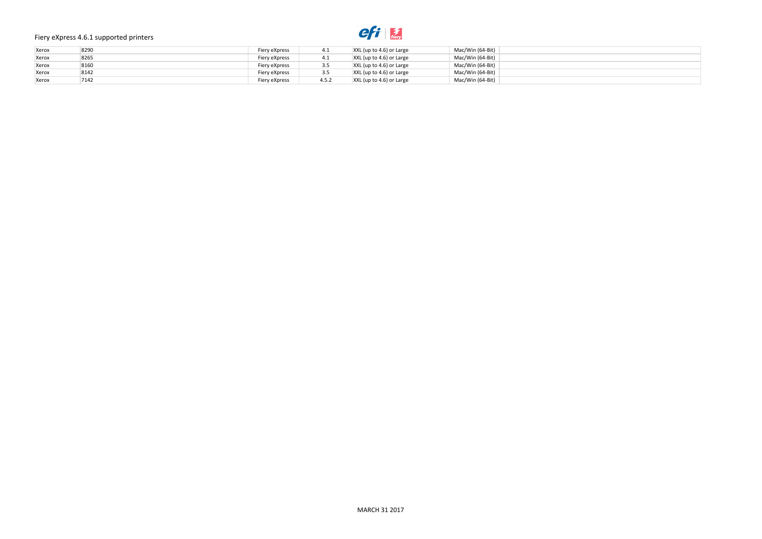Fiery eXpress 4.6.1 supported printers

| | | | | | | |
|---|---|---|---|---|---|---|
| Xerox | 8290 | Fiery eXpress | 4.1 | XXL (up to 4.6) or Large | Mac/Win (64-Bit) | |
| Xerox | 8265 | Fiery eXpress | 4.1 | XXL (up to 4.6) or Large | Mac/Win (64-Bit) | |
| Xerox | 8160 | Fiery eXpress | 3.5 | XXL (up to 4.6) or Large | Mac/Win (64-Bit) | |
| Xerox | 8142 | Fiery eXpress | 3.5 | XXL (up to 4.6) or Large | Mac/Win (64-Bit) | |
| Xerox | 7142 | Fiery eXpress | 4.5.2 | XXL (up to 4.6) or Large | Mac/Win (64-Bit) | |

MARCH 31 2017